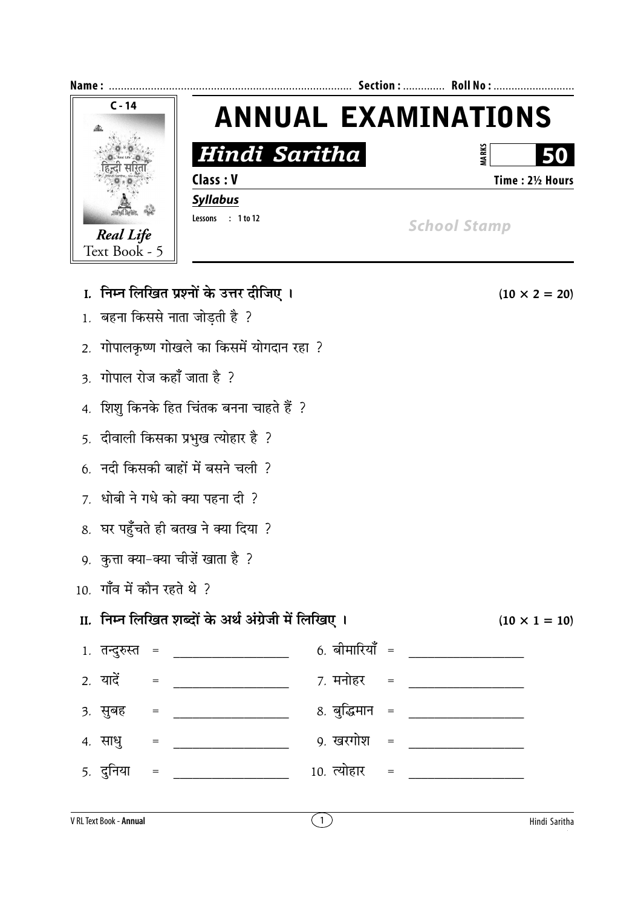Name : ................................................................................ Section : ............. Roll No : ...........................

C - 14

Real Life
Text Book - 5

# ANNUAL EXAMINATIONS

## Hindi Saritha

MARKS **50**

**Class : V** **Time : 2½ Hours**

***Syllabus***

Lessons : 1 to 12

*School Stamp*

**I. निम्न लिखित प्रश्नों के उत्तर दीजिए ।** **(10 × 2 = 20)**

1. बहना किससे नाता जोड़ती है ?
2. गोपालकृष्ण गोखले का किसमें योगदान रहा ?
3. गोपाल रोज कहाँ जाता है ?
4. शिशु किनके हित चिंतक बनना चाहते हैं ?
5. दीवाली किसका प्रभुख त्योहार है ?
6. नदी किसकी बाहों में बसने चली ?
7. धोबी ने गधे को क्या पहना दी ?
8. घर पहुँचते ही बतख ने क्या दिया ?
9. कुत्ता क्या-क्या चीज़ें खाता है ?
10. गाँव में कौन रहते थे ?

**II. निम्न लिखित शब्दों के अर्थ अंग्रेजी में लिखिए ।** **(10 × 1 = 10)**

1. तन्दुरुस्त = ________________ 6. बीमारियाँ = ________________
2. यादें = ________________ 7. मनोहर = ________________
3. सुबह = ________________ 8. बुद्धिमान = ________________
4. साधु = ________________ 9. खरगोश = ________________
5. दुनिया = ________________ 10. त्योहार = ________________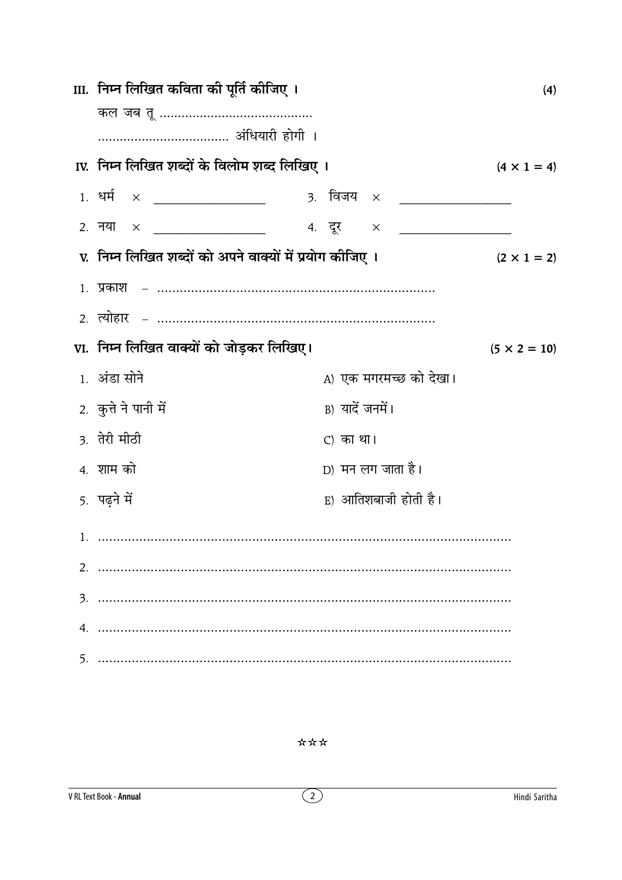III. निम्न लिखित कविता की पूर्ति कीजिए । (4)

कल जब तू ..........................................

.................................... अंधियारी होगी ।

IV. निम्न लिखित शब्दों के विलोम शब्द लिखिए । $(4 \times 1 = 4)$

1. धर्म × ________________ 3. विजय × ________________

2. नया × ________________ 4. दूर × ________________

V. निम्न लिखित शब्दों को अपने वाक्यों में प्रयोग कीजिए । $(2 \times 1 = 2)$

1. प्रकाश – ..........................................................................

2. त्योहार – ..........................................................................

VI. निम्न लिखित वाक्यों को जोड़कर लिखिए। $(5 \times 2 = 10)$

| | |
|---|---|
| 1. अंडा सोने | A) एक मगरमच्छ को देखा। |
| 2. कुत्ते ने पानी में | B) यादें जनमें। |
| 3. तेरी मीठी | C) का था। |
| 4. शाम को | D) मन लग जाता है। |
| 5. पढ़ने में | E) आतिशबाजी होती है। |

1. ..................................................................................................

2. ..................................................................................................

3. ..................................................................................................

4. ..................................................................................................

5. ..................................................................................................

☆☆☆